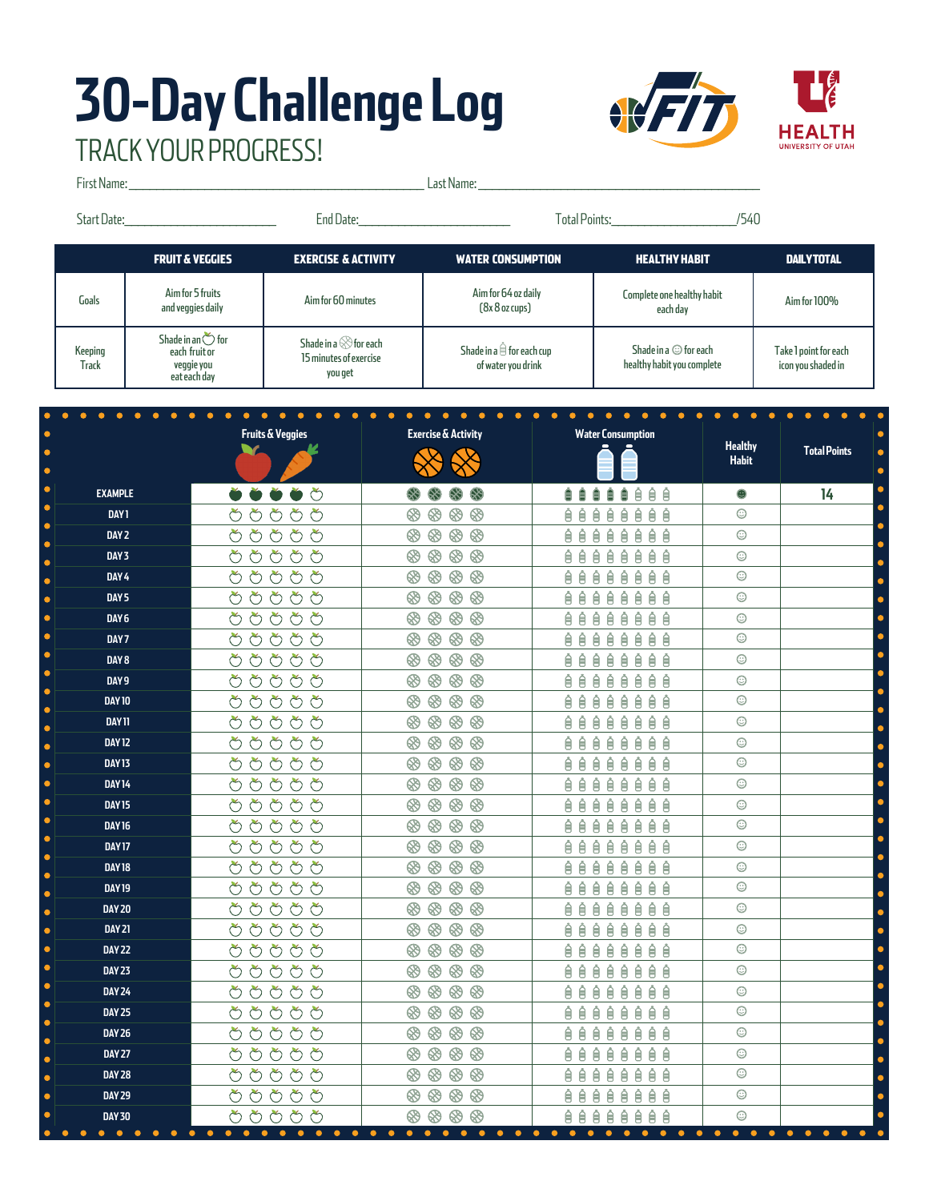# 30-Day Challenge Log

## TRACK YOUR PROGRESS!

First Name:________________________ Last Name:________________________

Start Date:______________ End Date:______________ Total Points:______________/540

| | FRUIT & VEGGIES | EXERCISE & ACTIVITY | WATER CONSUMPTION | HEALTHY HABIT | DAILY TOTAL |
|---|---|---|---|---|---|
| Goals | Aim for 5 fruits and veggies daily | Aim for 60 minutes | Aim for 64 oz daily (8x 8 oz cups) | Complete one healthy habit each day | Aim for 100% |
| Keeping Track | Shade in an ○ for each fruit or veggie you eat each day | Shade in a ○ for each 15 minutes of exercise you get | Shade in a ○ for each cup of water you drink | Shade in a ☺ for each healthy habit you complete | Take 1 point for each icon you shaded in |

| | Fruits & Veggies | Exercise & Activity | Water Consumption | Healthy Habit | Total Points |
|---|---|---|---|---|---|
| EXAMPLE | ● ● ● ● ○ | ● ● ● ● | ● ● ● ● ● ○ ○ ○ | ● | 14 |
| DAY 1 | ○ ○ ○ ○ ○ | ○ ○ ○ ○ | ○ ○ ○ ○ ○ ○ ○ ○ | ☺ | |
| DAY 2 | ○ ○ ○ ○ ○ | ○ ○ ○ ○ | ○ ○ ○ ○ ○ ○ ○ ○ | ☺ | |
| DAY 3 | ○ ○ ○ ○ ○ | ○ ○ ○ ○ | ○ ○ ○ ○ ○ ○ ○ ○ | ☺ | |
| DAY 4 | ○ ○ ○ ○ ○ | ○ ○ ○ ○ | ○ ○ ○ ○ ○ ○ ○ ○ | ☺ | |
| DAY 5 | ○ ○ ○ ○ ○ | ○ ○ ○ ○ | ○ ○ ○ ○ ○ ○ ○ ○ | ☺ | |
| DAY 6 | ○ ○ ○ ○ ○ | ○ ○ ○ ○ | ○ ○ ○ ○ ○ ○ ○ ○ | ☺ | |
| DAY 7 | ○ ○ ○ ○ ○ | ○ ○ ○ ○ | ○ ○ ○ ○ ○ ○ ○ ○ | ☺ | |
| DAY 8 | ○ ○ ○ ○ ○ | ○ ○ ○ ○ | ○ ○ ○ ○ ○ ○ ○ ○ | ☺ | |
| DAY 9 | ○ ○ ○ ○ ○ | ○ ○ ○ ○ | ○ ○ ○ ○ ○ ○ ○ ○ | ☺ | |
| DAY 10 | ○ ○ ○ ○ ○ | ○ ○ ○ ○ | ○ ○ ○ ○ ○ ○ ○ ○ | ☺ | |
| DAY 11 | ○ ○ ○ ○ ○ | ○ ○ ○ ○ | ○ ○ ○ ○ ○ ○ ○ ○ | ☺ | |
| DAY 12 | ○ ○ ○ ○ ○ | ○ ○ ○ ○ | ○ ○ ○ ○ ○ ○ ○ ○ | ☺ | |
| DAY 13 | ○ ○ ○ ○ ○ | ○ ○ ○ ○ | ○ ○ ○ ○ ○ ○ ○ ○ | ☺ | |
| DAY 14 | ○ ○ ○ ○ ○ | ○ ○ ○ ○ | ○ ○ ○ ○ ○ ○ ○ ○ | ☺ | |
| DAY 15 | ○ ○ ○ ○ ○ | ○ ○ ○ ○ | ○ ○ ○ ○ ○ ○ ○ ○ | ☺ | |
| DAY 16 | ○ ○ ○ ○ ○ | ○ ○ ○ ○ | ○ ○ ○ ○ ○ ○ ○ ○ | ☺ | |
| DAY 17 | ○ ○ ○ ○ ○ | ○ ○ ○ ○ | ○ ○ ○ ○ ○ ○ ○ ○ | ☺ | |
| DAY 18 | ○ ○ ○ ○ ○ | ○ ○ ○ ○ | ○ ○ ○ ○ ○ ○ ○ ○ | ☺ | |
| DAY 19 | ○ ○ ○ ○ ○ | ○ ○ ○ ○ | ○ ○ ○ ○ ○ ○ ○ ○ | ☺ | |
| DAY 20 | ○ ○ ○ ○ ○ | ○ ○ ○ ○ | ○ ○ ○ ○ ○ ○ ○ ○ | ☺ | |
| DAY 21 | ○ ○ ○ ○ ○ | ○ ○ ○ ○ | ○ ○ ○ ○ ○ ○ ○ ○ | ☺ | |
| DAY 22 | ○ ○ ○ ○ ○ | ○ ○ ○ ○ | ○ ○ ○ ○ ○ ○ ○ ○ | ☺ | |
| DAY 23 | ○ ○ ○ ○ ○ | ○ ○ ○ ○ | ○ ○ ○ ○ ○ ○ ○ ○ | ☺ | |
| DAY 24 | ○ ○ ○ ○ ○ | ○ ○ ○ ○ | ○ ○ ○ ○ ○ ○ ○ ○ | ☺ | |
| DAY 25 | ○ ○ ○ ○ ○ | ○ ○ ○ ○ | ○ ○ ○ ○ ○ ○ ○ ○ | ☺ | |
| DAY 26 | ○ ○ ○ ○ ○ | ○ ○ ○ ○ | ○ ○ ○ ○ ○ ○ ○ ○ | ☺ | |
| DAY 27 | ○ ○ ○ ○ ○ | ○ ○ ○ ○ | ○ ○ ○ ○ ○ ○ ○ ○ | ☺ | |
| DAY 28 | ○ ○ ○ ○ ○ | ○ ○ ○ ○ | ○ ○ ○ ○ ○ ○ ○ ○ | ☺ | |
| DAY 29 | ○ ○ ○ ○ ○ | ○ ○ ○ ○ | ○ ○ ○ ○ ○ ○ ○ ○ | ☺ | |
| DAY 30 | ○ ○ ○ ○ ○ | ○ ○ ○ ○ | ○ ○ ○ ○ ○ ○ ○ ○ | ☺ | |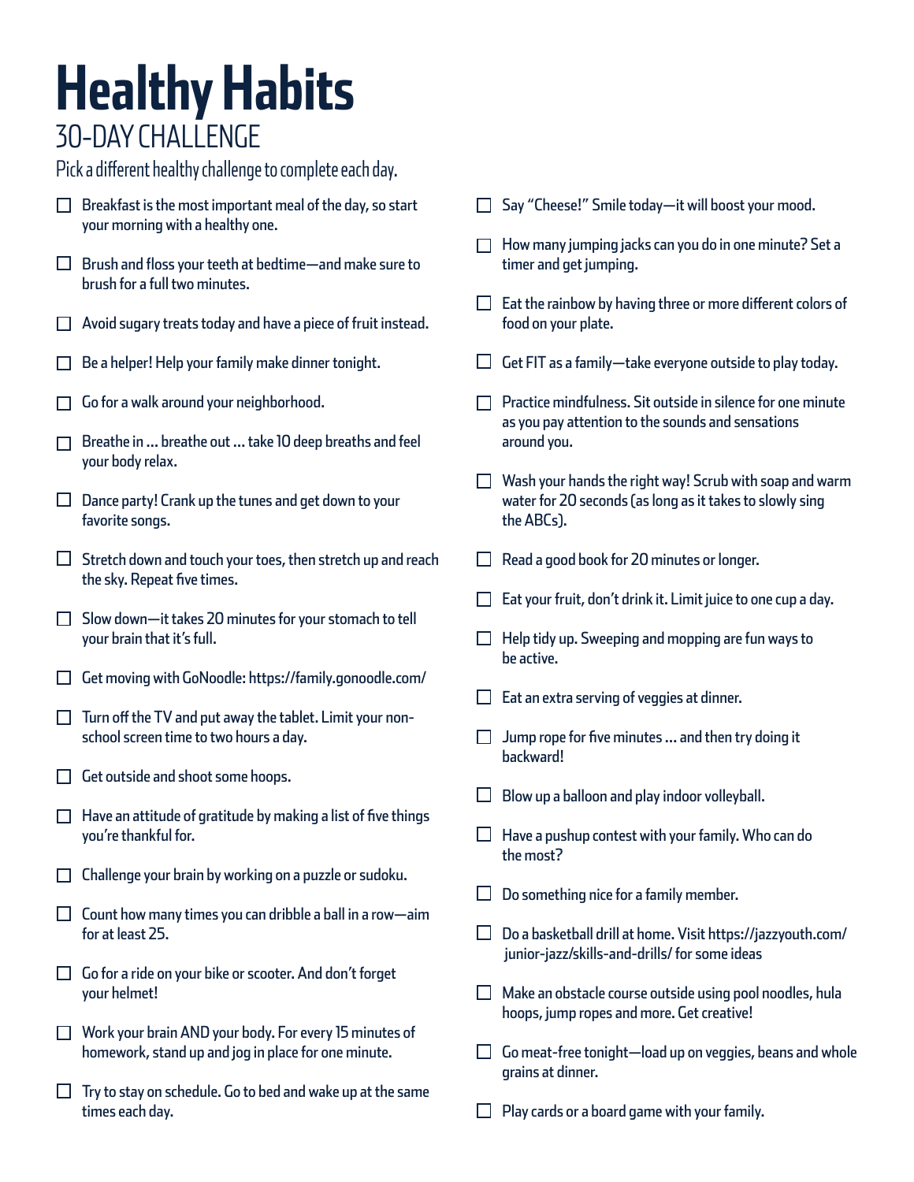# Healthy Habits

## 30-DAY CHALLENGE

Pick a different healthy challenge to complete each day.

- [ ] Breakfast is the most important meal of the day, so start your morning with a healthy one.
- [ ] Brush and floss your teeth at bedtime—and make sure to brush for a full two minutes.
- [ ] Avoid sugary treats today and have a piece of fruit instead.
- [ ] Be a helper! Help your family make dinner tonight.
- [ ] Go for a walk around your neighborhood.
- [ ] Breathe in ... breathe out ... take 10 deep breaths and feel your body relax.
- [ ] Dance party! Crank up the tunes and get down to your favorite songs.
- [ ] Stretch down and touch your toes, then stretch up and reach the sky. Repeat five times.
- [ ] Slow down—it takes 20 minutes for your stomach to tell your brain that it's full.
- [ ] Get moving with GoNoodle: https://family.gonoodle.com/
- [ ] Turn off the TV and put away the tablet. Limit your non-school screen time to two hours a day.
- [ ] Get outside and shoot some hoops.
- [ ] Have an attitude of gratitude by making a list of five things you're thankful for.
- [ ] Challenge your brain by working on a puzzle or sudoku.
- [ ] Count how many times you can dribble a ball in a row—aim for at least 25.
- [ ] Go for a ride on your bike or scooter. And don't forget your helmet!
- [ ] Work your brain AND your body. For every 15 minutes of homework, stand up and jog in place for one minute.
- [ ] Try to stay on schedule. Go to bed and wake up at the same times each day.
- [ ] Say "Cheese!" Smile today—it will boost your mood.
- [ ] How many jumping jacks can you do in one minute? Set a timer and get jumping.
- [ ] Eat the rainbow by having three or more different colors of food on your plate.
- [ ] Get FIT as a family—take everyone outside to play today.
- [ ] Practice mindfulness. Sit outside in silence for one minute as you pay attention to the sounds and sensations around you.
- [ ] Wash your hands the right way! Scrub with soap and warm water for 20 seconds (as long as it takes to slowly sing the ABCs).
- [ ] Read a good book for 20 minutes or longer.
- [ ] Eat your fruit, don't drink it. Limit juice to one cup a day.
- [ ] Help tidy up. Sweeping and mopping are fun ways to be active.
- [ ] Eat an extra serving of veggies at dinner.
- [ ] Jump rope for five minutes ... and then try doing it backward!
- [ ] Blow up a balloon and play indoor volleyball.
- [ ] Have a pushup contest with your family. Who can do the most?
- [ ] Do something nice for a family member.
- [ ] Do a basketball drill at home. Visit https://jazzyouth.com/junior-jazz/skills-and-drills/ for some ideas
- [ ] Make an obstacle course outside using pool noodles, hula hoops, jump ropes and more. Get creative!
- [ ] Go meat-free tonight—load up on veggies, beans and whole grains at dinner.
- [ ] Play cards or a board game with your family.